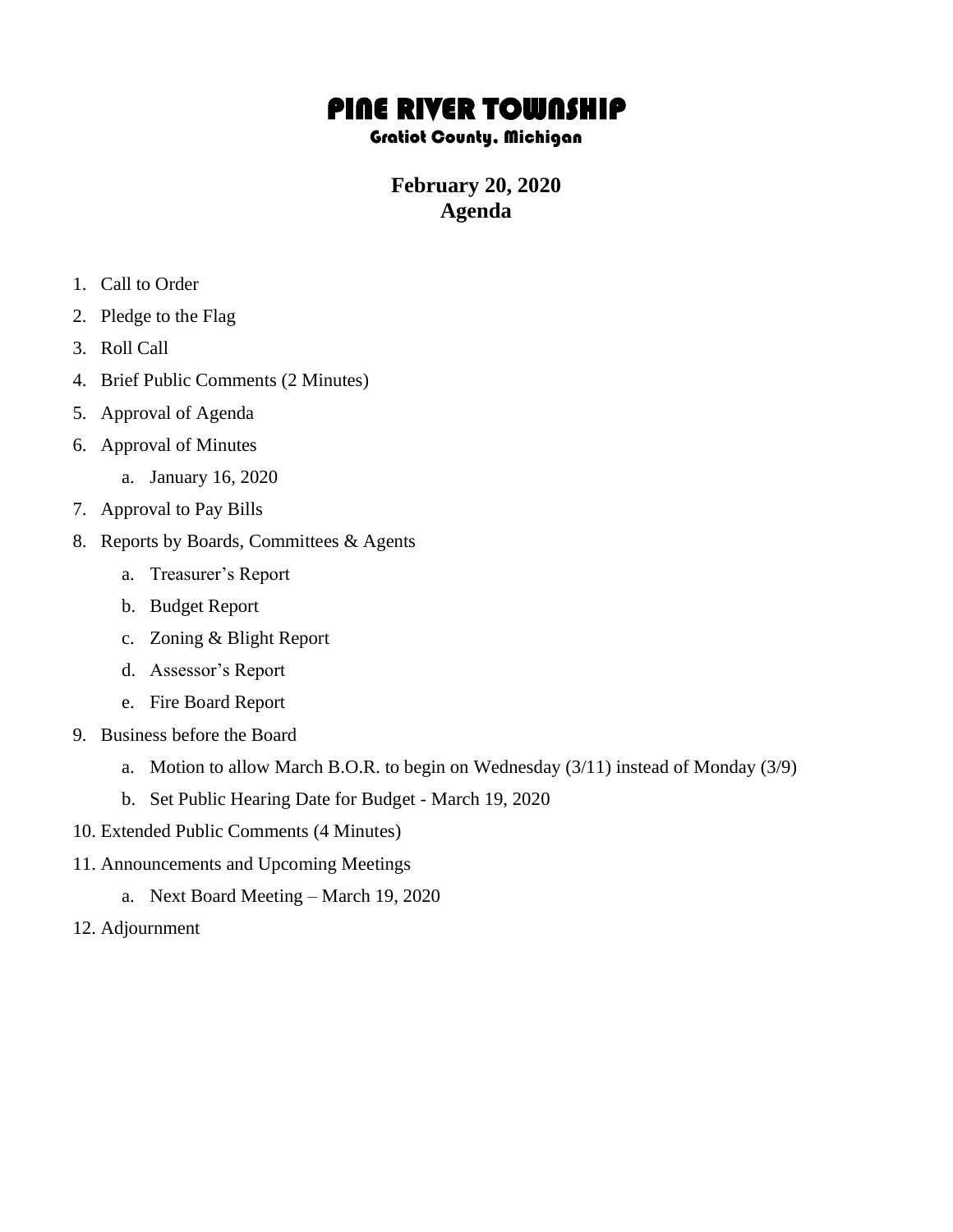# PINE RIVER TOWNSHIP

### Gratiot County, Michigan

## February 20, 2020
## Agenda

1. Call to Order
2. Pledge to the Flag
3. Roll Call
4. Brief Public Comments (2 Minutes)
5. Approval of Agenda
6. Approval of Minutes
    a. January 16, 2020
7. Approval to Pay Bills
8. Reports by Boards, Committees & Agents
    a. Treasurer's Report
    b. Budget Report
    c. Zoning & Blight Report
    d. Assessor's Report
    e. Fire Board Report
9. Business before the Board
    a. Motion to allow March B.O.R. to begin on Wednesday (3/11) instead of Monday (3/9)
    b. Set Public Hearing Date for Budget - March 19, 2020
10. Extended Public Comments (4 Minutes)
11. Announcements and Upcoming Meetings
    a. Next Board Meeting – March 19, 2020
12. Adjournment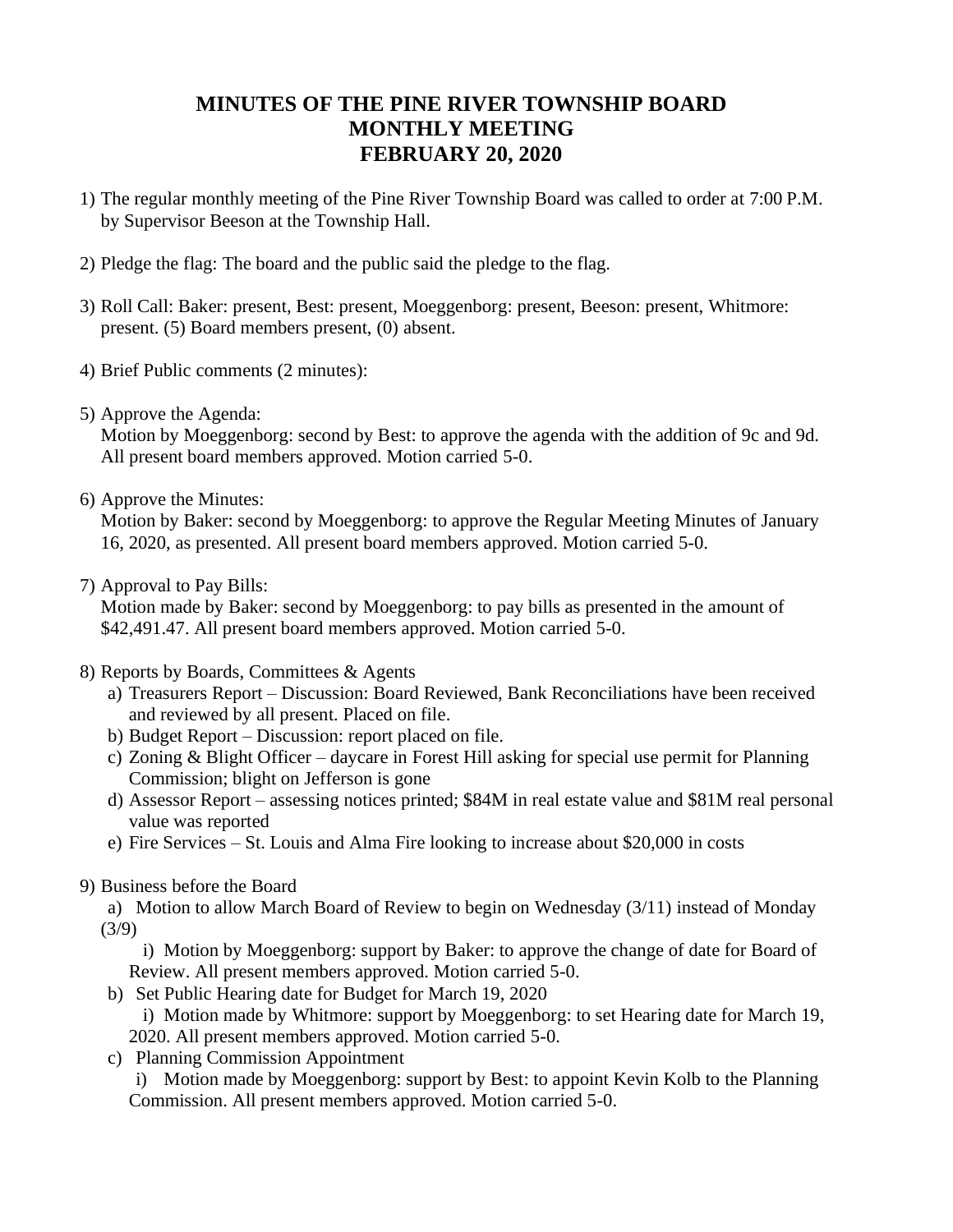# MINUTES OF THE PINE RIVER TOWNSHIP BOARD MONTHLY MEETING FEBRUARY 20, 2020

1) The regular monthly meeting of the Pine River Township Board was called to order at 7:00 P.M. by Supervisor Beeson at the Township Hall.

2) Pledge the flag: The board and the public said the pledge to the flag.

3) Roll Call: Baker: present, Best: present, Moeggenborg: present, Beeson: present, Whitmore: present. (5) Board members present, (0) absent.

4) Brief Public comments (2 minutes):

5) Approve the Agenda:
   Motion by Moeggenborg: second by Best: to approve the agenda with the addition of 9c and 9d. All present board members approved. Motion carried 5-0.

6) Approve the Minutes:
   Motion by Baker: second by Moeggenborg: to approve the Regular Meeting Minutes of January 16, 2020, as presented. All present board members approved. Motion carried 5-0.

7) Approval to Pay Bills:
   Motion made by Baker: second by Moeggenborg: to pay bills as presented in the amount of $42,491.47. All present board members approved. Motion carried 5-0.

8) Reports by Boards, Committees & Agents
   a) Treasurers Report – Discussion: Board Reviewed, Bank Reconciliations have been received and reviewed by all present. Placed on file.
   b) Budget Report – Discussion: report placed on file.
   c) Zoning & Blight Officer – daycare in Forest Hill asking for special use permit for Planning Commission; blight on Jefferson is gone
   d) Assessor Report – assessing notices printed; $84M in real estate value and $81M real personal value was reported
   e) Fire Services – St. Louis and Alma Fire looking to increase about $20,000 in costs

9) Business before the Board
   a) Motion to allow March Board of Review to begin on Wednesday (3/11) instead of Monday (3/9)
      i) Motion by Moeggenborg: support by Baker: to approve the change of date for Board of Review. All present members approved. Motion carried 5-0.
   b) Set Public Hearing date for Budget for March 19, 2020
      i) Motion made by Whitmore: support by Moeggenborg: to set Hearing date for March 19, 2020. All present members approved. Motion carried 5-0.
   c) Planning Commission Appointment
      i) Motion made by Moeggenborg: support by Best: to appoint Kevin Kolb to the Planning Commission. All present members approved. Motion carried 5-0.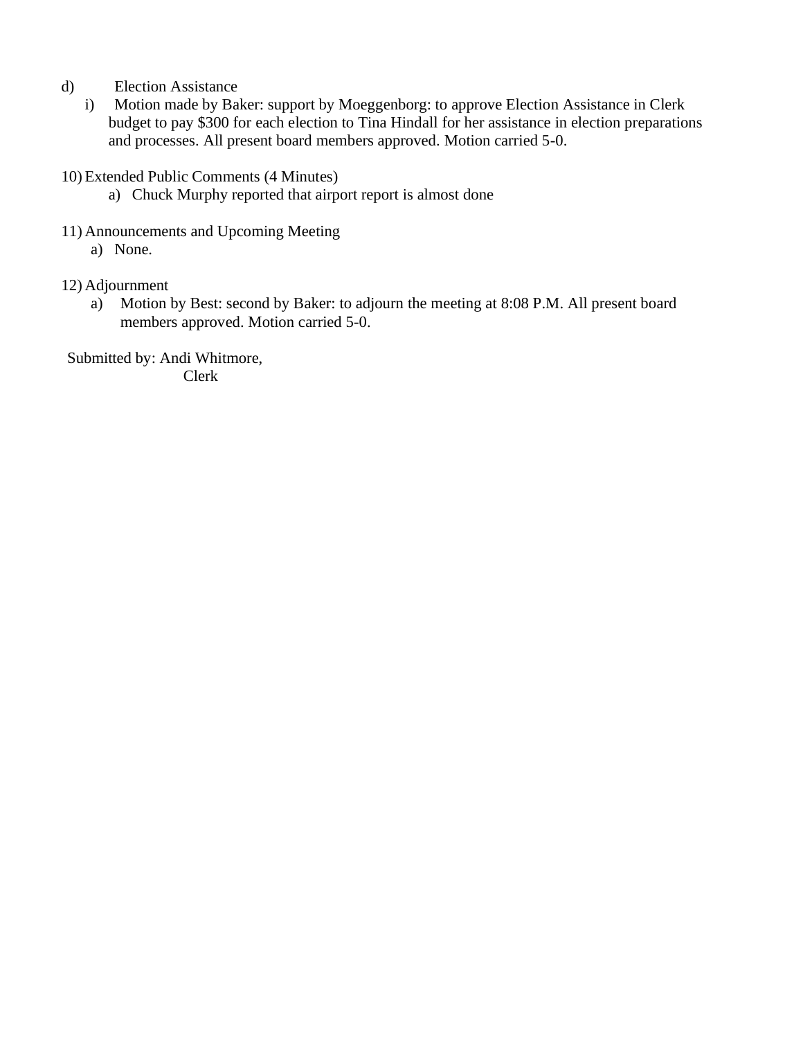d) Election Assistance

   i) Motion made by Baker: support by Moeggenborg: to approve Election Assistance in Clerk budget to pay $300 for each election to Tina Hindall for her assistance in election preparations and processes. All present board members approved. Motion carried 5-0.

10) Extended Public Comments (4 Minutes)

    a) Chuck Murphy reported that airport report is almost done

11) Announcements and Upcoming Meeting

    a) None.

12) Adjournment

    a) Motion by Best: second by Baker: to adjourn the meeting at 8:08 P.M. All present board members approved. Motion carried 5-0.

Submitted by: Andi Whitmore,
Clerk